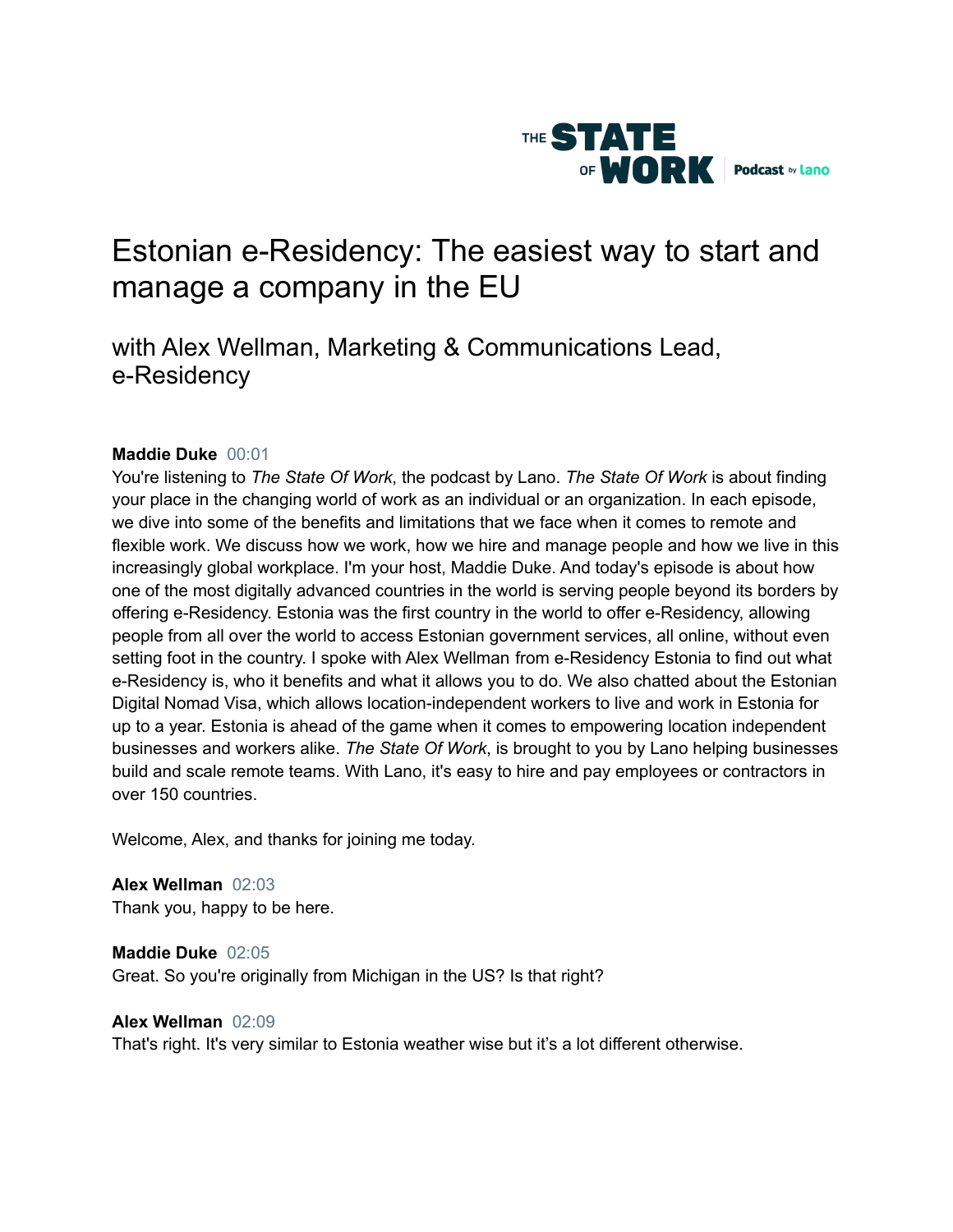THE STATE OF WORK Podcast by Lano

# Estonian e-Residency: The easiest way to start and manage a company in the EU

## with Alex Wellman, Marketing & Communications Lead, e-Residency

**Maddie Duke** 00:01
You're listening to *The State Of Work*, the podcast by Lano. *The State Of Work* is about finding your place in the changing world of work as an individual or an organization. In each episode, we dive into some of the benefits and limitations that we face when it comes to remote and flexible work. We discuss how we work, how we hire and manage people and how we live in this increasingly global workplace. I'm your host, Maddie Duke. And today's episode is about how one of the most digitally advanced countries in the world is serving people beyond its borders by offering e-Residency. Estonia was the first country in the world to offer e-Residency, allowing people from all over the world to access Estonian government services, all online, without even setting foot in the country. I spoke with Alex Wellman from e-Residency Estonia to find out what e-Residency is, who it benefits and what it allows you to do. We also chatted about the Estonian Digital Nomad Visa, which allows location-independent workers to live and work in Estonia for up to a year. Estonia is ahead of the game when it comes to empowering location independent businesses and workers alike. *The State Of Work*, is brought to you by Lano helping businesses build and scale remote teams. With Lano, it's easy to hire and pay employees or contractors in over 150 countries.

Welcome, Alex, and thanks for joining me today.

**Alex Wellman** 02:03
Thank you, happy to be here.

**Maddie Duke** 02:05
Great. So you're originally from Michigan in the US? Is that right?

**Alex Wellman** 02:09
That's right. It's very similar to Estonia weather wise but it's a lot different otherwise.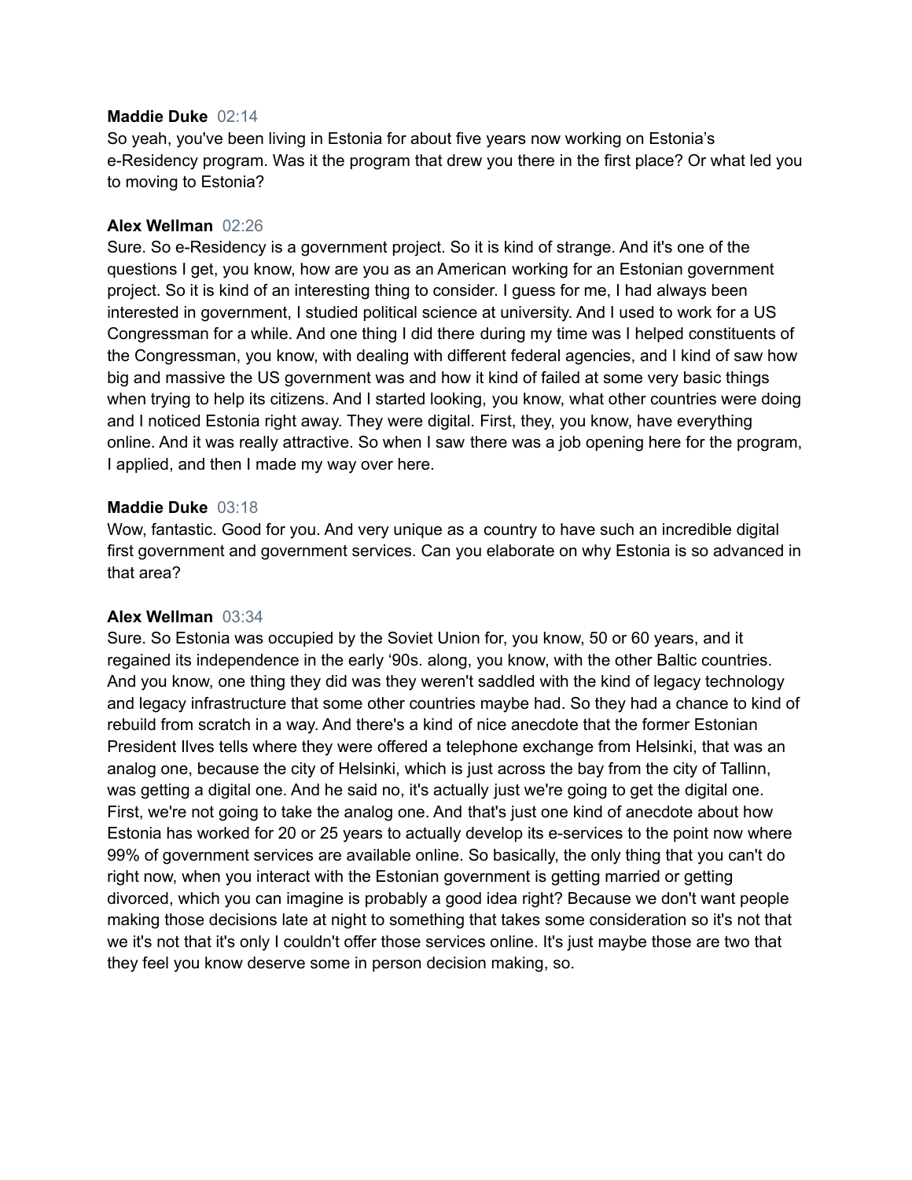**Maddie Duke** 02:14
So yeah, you've been living in Estonia for about five years now working on Estonia's e-Residency program. Was it the program that drew you there in the first place? Or what led you to moving to Estonia?

**Alex Wellman** 02:26
Sure. So e-Residency is a government project. So it is kind of strange. And it's one of the questions I get, you know, how are you as an American working for an Estonian government project. So it is kind of an interesting thing to consider. I guess for me, I had always been interested in government, I studied political science at university. And I used to work for a US Congressman for a while. And one thing I did there during my time was I helped constituents of the Congressman, you know, with dealing with different federal agencies, and I kind of saw how big and massive the US government was and how it kind of failed at some very basic things when trying to help its citizens. And I started looking, you know, what other countries were doing and I noticed Estonia right away. They were digital. First, they, you know, have everything online. And it was really attractive. So when I saw there was a job opening here for the program, I applied, and then I made my way over here.

**Maddie Duke** 03:18
Wow, fantastic. Good for you. And very unique as a country to have such an incredible digital first government and government services. Can you elaborate on why Estonia is so advanced in that area?

**Alex Wellman** 03:34
Sure. So Estonia was occupied by the Soviet Union for, you know, 50 or 60 years, and it regained its independence in the early '90s. along, you know, with the other Baltic countries. And you know, one thing they did was they weren't saddled with the kind of legacy technology and legacy infrastructure that some other countries maybe had. So they had a chance to kind of rebuild from scratch in a way. And there's a kind of nice anecdote that the former Estonian President Ilves tells where they were offered a telephone exchange from Helsinki, that was an analog one, because the city of Helsinki, which is just across the bay from the city of Tallinn, was getting a digital one. And he said no, it's actually just we're going to get the digital one. First, we're not going to take the analog one. And that's just one kind of anecdote about how Estonia has worked for 20 or 25 years to actually develop its e-services to the point now where 99% of government services are available online. So basically, the only thing that you can't do right now, when you interact with the Estonian government is getting married or getting divorced, which you can imagine is probably a good idea right? Because we don't want people making those decisions late at night to something that takes some consideration so it's not that we it's not that it's only I couldn't offer those services online. It's just maybe those are two that they feel you know deserve some in person decision making, so.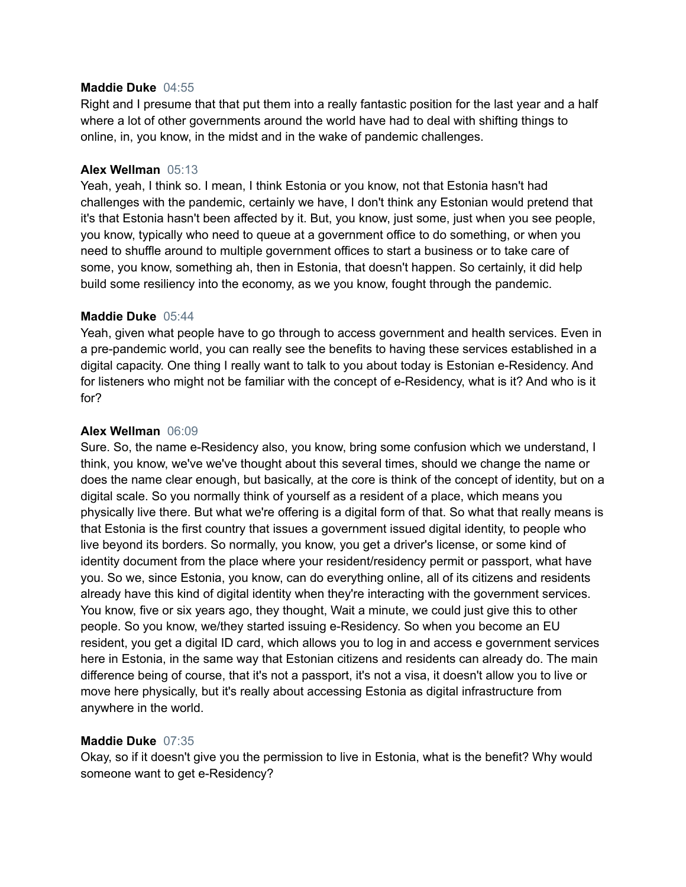**Maddie Duke** 04:55
Right and I presume that that put them into a really fantastic position for the last year and a half where a lot of other governments around the world have had to deal with shifting things to online, in, you know, in the midst and in the wake of pandemic challenges.

**Alex Wellman** 05:13
Yeah, yeah, I think so. I mean, I think Estonia or you know, not that Estonia hasn't had challenges with the pandemic, certainly we have, I don't think any Estonian would pretend that it's that Estonia hasn't been affected by it. But, you know, just some, just when you see people, you know, typically who need to queue at a government office to do something, or when you need to shuffle around to multiple government offices to start a business or to take care of some, you know, something ah, then in Estonia, that doesn't happen. So certainly, it did help build some resiliency into the economy, as we you know, fought through the pandemic.

**Maddie Duke** 05:44
Yeah, given what people have to go through to access government and health services. Even in a pre-pandemic world, you can really see the benefits to having these services established in a digital capacity. One thing I really want to talk to you about today is Estonian e-Residency. And for listeners who might not be familiar with the concept of e-Residency, what is it? And who is it for?

**Alex Wellman** 06:09
Sure. So, the name e-Residency also, you know, bring some confusion which we understand, I think, you know, we've we've thought about this several times, should we change the name or does the name clear enough, but basically, at the core is think of the concept of identity, but on a digital scale. So you normally think of yourself as a resident of a place, which means you physically live there. But what we're offering is a digital form of that. So what that really means is that Estonia is the first country that issues a government issued digital identity, to people who live beyond its borders. So normally, you know, you get a driver's license, or some kind of identity document from the place where your resident/residency permit or passport, what have you. So we, since Estonia, you know, can do everything online, all of its citizens and residents already have this kind of digital identity when they're interacting with the government services. You know, five or six years ago, they thought, Wait a minute, we could just give this to other people. So you know, we/they started issuing e-Residency. So when you become an EU resident, you get a digital ID card, which allows you to log in and access e government services here in Estonia, in the same way that Estonian citizens and residents can already do. The main difference being of course, that it's not a passport, it's not a visa, it doesn't allow you to live or move here physically, but it's really about accessing Estonia as digital infrastructure from anywhere in the world.

**Maddie Duke** 07:35
Okay, so if it doesn't give you the permission to live in Estonia, what is the benefit? Why would someone want to get e-Residency?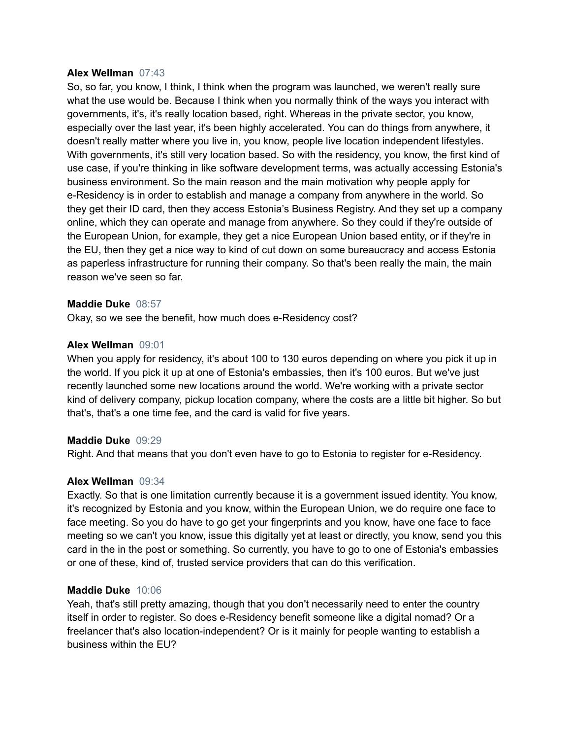**Alex Wellman** 07:43
So, so far, you know, I think, I think when the program was launched, we weren't really sure what the use would be. Because I think when you normally think of the ways you interact with governments, it's, it's really location based, right. Whereas in the private sector, you know, especially over the last year, it's been highly accelerated. You can do things from anywhere, it doesn't really matter where you live in, you know, people live location independent lifestyles. With governments, it's still very location based. So with the residency, you know, the first kind of use case, if you're thinking in like software development terms, was actually accessing Estonia's business environment. So the main reason and the main motivation why people apply for e-Residency is in order to establish and manage a company from anywhere in the world. So they get their ID card, then they access Estonia's Business Registry. And they set up a company online, which they can operate and manage from anywhere. So they could if they're outside of the European Union, for example, they get a nice European Union based entity, or if they're in the EU, then they get a nice way to kind of cut down on some bureaucracy and access Estonia as paperless infrastructure for running their company. So that's been really the main, the main reason we've seen so far.

**Maddie Duke** 08:57
Okay, so we see the benefit, how much does e-Residency cost?

**Alex Wellman** 09:01
When you apply for residency, it's about 100 to 130 euros depending on where you pick it up in the world. If you pick it up at one of Estonia's embassies, then it's 100 euros. But we've just recently launched some new locations around the world. We're working with a private sector kind of delivery company, pickup location company, where the costs are a little bit higher. So but that's, that's a one time fee, and the card is valid for five years.

**Maddie Duke** 09:29
Right. And that means that you don't even have to go to Estonia to register for e-Residency.

**Alex Wellman** 09:34
Exactly. So that is one limitation currently because it is a government issued identity. You know, it's recognized by Estonia and you know, within the European Union, we do require one face to face meeting. So you do have to go get your fingerprints and you know, have one face to face meeting so we can't you know, issue this digitally yet at least or directly, you know, send you this card in the in the post or something. So currently, you have to go to one of Estonia's embassies or one of these, kind of, trusted service providers that can do this verification.

**Maddie Duke** 10:06
Yeah, that's still pretty amazing, though that you don't necessarily need to enter the country itself in order to register. So does e-Residency benefit someone like a digital nomads? Or a freelancer that's also location-independent? Or is it mainly for people wanting to establish a business within the EU?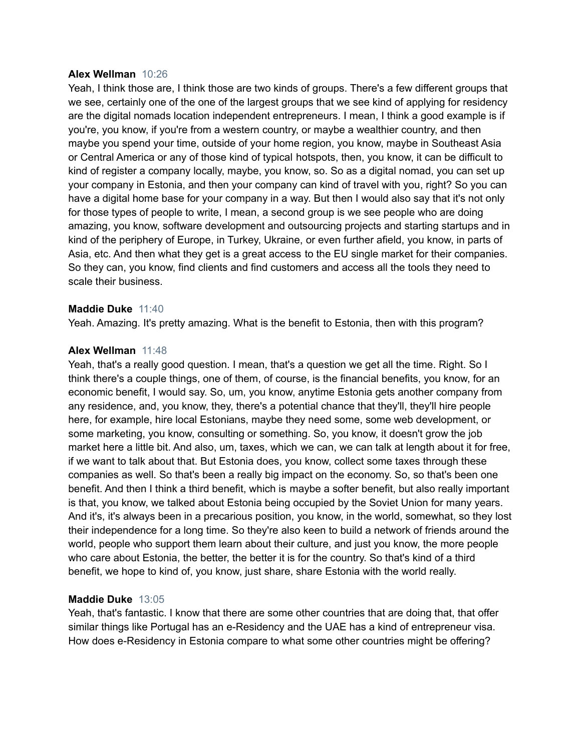**Alex Wellman** 10:26
Yeah, I think those are, I think those are two kinds of groups. There's a few different groups that we see, certainly one of the one of the largest groups that we see kind of applying for residency are the digital nomads location independent entrepreneurs. I mean, I think a good example is if you're, you know, if you're from a western country, or maybe a wealthier country, and then maybe you spend your time, outside of your home region, you know, maybe in Southeast Asia or Central America or any of those kind of typical hotspots, then, you know, it can be difficult to kind of register a company locally, maybe, you know, so. So as a digital nomad, you can set up your company in Estonia, and then your company can kind of travel with you, right? So you can have a digital home base for your company in a way. But then I would also say that it's not only for those types of people to write, I mean, a second group is we see people who are doing amazing, you know, software development and outsourcing projects and starting startups and in kind of the periphery of Europe, in Turkey, Ukraine, or even further afield, you know, in parts of Asia, etc. And then what they get is a great access to the EU single market for their companies. So they can, you know, find clients and find customers and access all the tools they need to scale their business.

**Maddie Duke** 11:40
Yeah. Amazing. It's pretty amazing. What is the benefit to Estonia, then with this program?

**Alex Wellman** 11:48
Yeah, that's a really good question. I mean, that's a question we get all the time. Right. So I think there's a couple things, one of them, of course, is the financial benefits, you know, for an economic benefit, I would say. So, um, you know, anytime Estonia gets another company from any residence, and, you know, they, there's a potential chance that they'll, they'll hire people here, for example, hire local Estonians, maybe they need some, some web development, or some marketing, you know, consulting or something. So, you know, it doesn't grow the job market here a little bit. And also, um, taxes, which we can, we can talk at length about it for free, if we want to talk about that. But Estonia does, you know, collect some taxes through these companies as well. So that's been a really big impact on the economy. So, so that's been one benefit. And then I think a third benefit, which is maybe a softer benefit, but also really important is that, you know, we talked about Estonia being occupied by the Soviet Union for many years. And it's, it's always been in a precarious position, you know, in the world, somewhat, so they lost their independence for a long time. So they're also keen to build a network of friends around the world, people who support them learn about their culture, and just you know, the more people who care about Estonia, the better, the better it is for the country. So that's kind of a third benefit, we hope to kind of, you know, just share, share Estonia with the world really.

**Maddie Duke** 13:05
Yeah, that's fantastic. I know that there are some other countries that are doing that, that offer similar things like Portugal has an e-Residency and the UAE has a kind of entrepreneur visa. How does e-Residency in Estonia compare to what some other countries might be offering?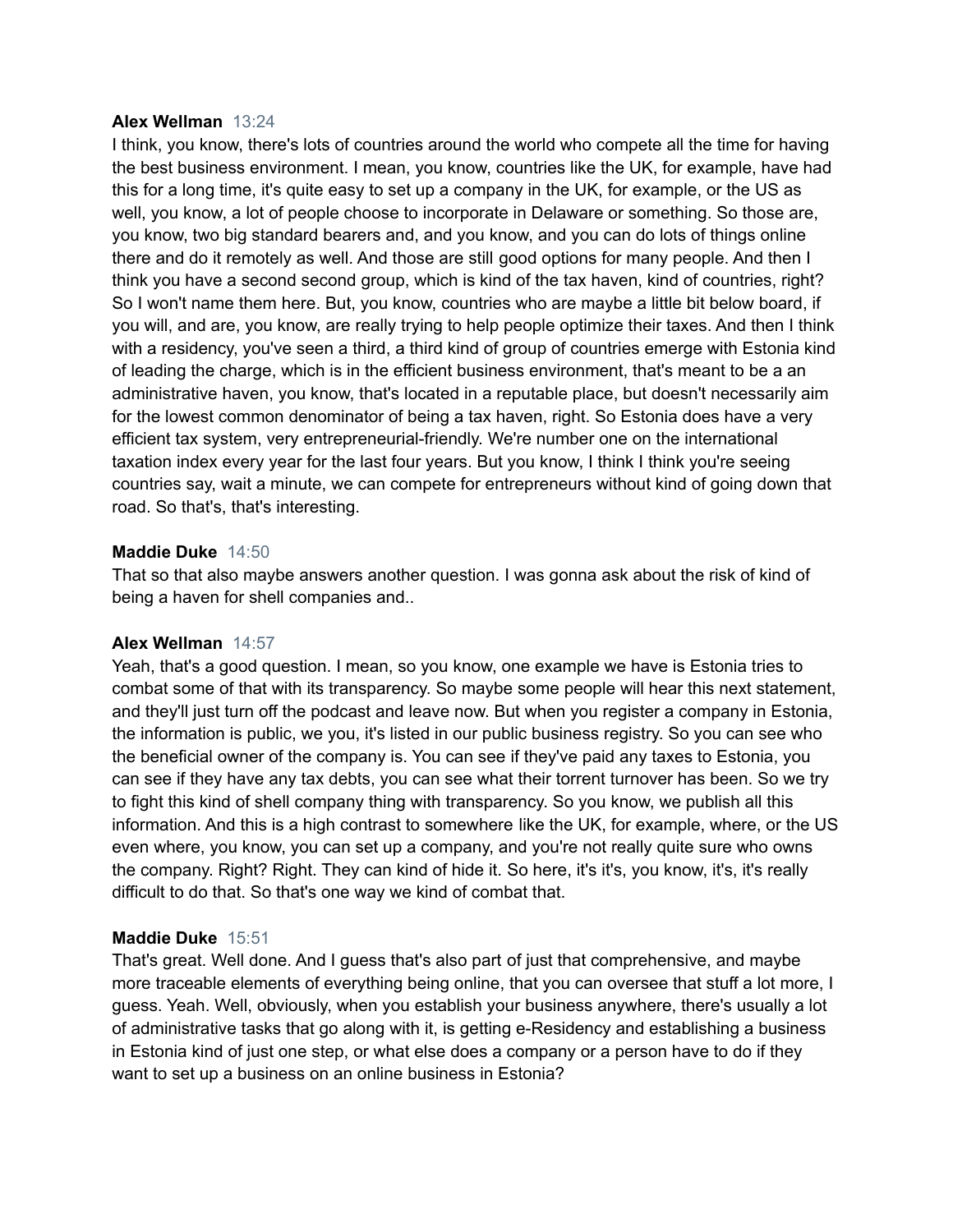**Alex Wellman** 13:24

I think, you know, there's lots of countries around the world who compete all the time for having the best business environment. I mean, you know, countries like the UK, for example, have had this for a long time, it's quite easy to set up a company in the UK, for example, or the US as well, you know, a lot of people choose to incorporate in Delaware or something. So those are, you know, two big standard bearers and, and you know, and you can do lots of things online there and do it remotely as well. And those are still good options for many people. And then I think you have a second second group, which is kind of the tax haven, kind of countries, right? So I won't name them here. But, you know, countries who are maybe a little bit below board, if you will, and are, you know, are really trying to help people optimize their taxes. And then I think with a residency, you've seen a third, a third kind of group of countries emerge with Estonia kind of leading the charge, which is in the efficient business environment, that's meant to be a an administrative haven, you know, that's located in a reputable place, but doesn't necessarily aim for the lowest common denominator of being a tax haven, right. So Estonia does have a very efficient tax system, very entrepreneurial-friendly. We're number one on the international taxation index every year for the last four years. But you know, I think I think you're seeing countries say, wait a minute, we can compete for entrepreneurs without kind of going down that road. So that's, that's interesting.

**Maddie Duke** 14:50

That so that also maybe answers another question. I was gonna ask about the risk of kind of being a haven for shell companies and..

**Alex Wellman** 14:57

Yeah, that's a good question. I mean, so you know, one example we have is Estonia tries to combat some of that with its transparency. So maybe some people will hear this next statement, and they'll just turn off the podcast and leave now. But when you register a company in Estonia, the information is public, we you, it's listed in our public business registry. So you can see who the beneficial owner of the company is. You can see if they've paid any taxes to Estonia, you can see if they have any tax debts, you can see what their torrent turnover has been. So we try to fight this kind of shell company thing with transparency. So you know, we publish all this information. And this is a high contrast to somewhere like the UK, for example, where, or the US even where, you know, you can set up a company, and you're not really quite sure who owns the company. Right? Right. They can kind of hide it. So here, it's it's, you know, it's, it's really difficult to do that. So that's one way we kind of combat that.

**Maddie Duke** 15:51

That's great. Well done. And I guess that's also part of just that comprehensive, and maybe more traceable elements of everything being online, that you can oversee that stuff a lot more, I guess. Yeah. Well, obviously, when you establish your business anywhere, there's usually a lot of administrative tasks that go along with it, is getting e-Residency and establishing a business in Estonia kind of just one step, or what else does a company or a person have to do if they want to set up a business on an online business in Estonia?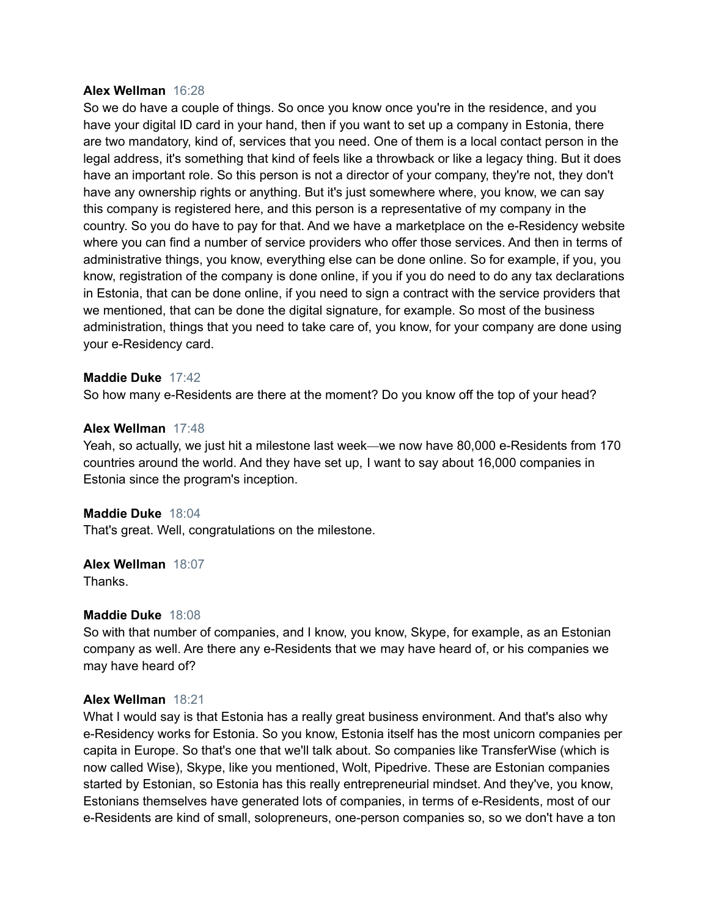**Alex Wellman** 16:28
So we do have a couple of things. So once you know once you're in the residence, and you have your digital ID card in your hand, then if you want to set up a company in Estonia, there are two mandatory, kind of, services that you need. One of them is a local contact person in the legal address, it's something that kind of feels like a throwback or like a legacy thing. But it does have an important role. So this person is not a director of your company, they're not, they don't have any ownership rights or anything. But it's just somewhere where, you know, we can say this company is registered here, and this person is a representative of my company in the country. So you do have to pay for that. And we have a marketplace on the e-Residency website where you can find a number of service providers who offer those services. And then in terms of administrative things, you know, everything else can be done online. So for example, if you, you know, registration of the company is done online, if you if you do need to do any tax declarations in Estonia, that can be done online, if you need to sign a contract with the service providers that we mentioned, that can be done the digital signature, for example. So most of the business administration, things that you need to take care of, you know, for your company are done using your e-Residency card.

**Maddie Duke** 17:42
So how many e-Residents are there at the moment? Do you know off the top of your head?

**Alex Wellman** 17:48
Yeah, so actually, we just hit a milestone last week—we now have 80,000 e-Residents from 170 countries around the world. And they have set up, I want to say about 16,000 companies in Estonia since the program's inception.

**Maddie Duke** 18:04
That's great. Well, congratulations on the milestone.

**Alex Wellman** 18:07
Thanks.

**Maddie Duke** 18:08
So with that number of companies, and I know, you know, Skype, for example, as an Estonian company as well. Are there any e-Residents that we may have heard of, or his companies we may have heard of?

**Alex Wellman** 18:21
What I would say is that Estonia has a really great business environment. And that's also why e-Residency works for Estonia. So you know, Estonia itself has the most unicorn companies per capita in Europe. So that's one that we'll talk about. So companies like TransferWise (which is now called Wise), Skype, like you mentioned, Wolt, Pipedrive. These are Estonian companies started by Estonian, so Estonia has this really entrepreneurial mindset. And they've, you know, Estonians themselves have generated lots of companies, in terms of e-Residents, most of our e-Residents are kind of small, solopreneurs, one-person companies so, so we don't have a ton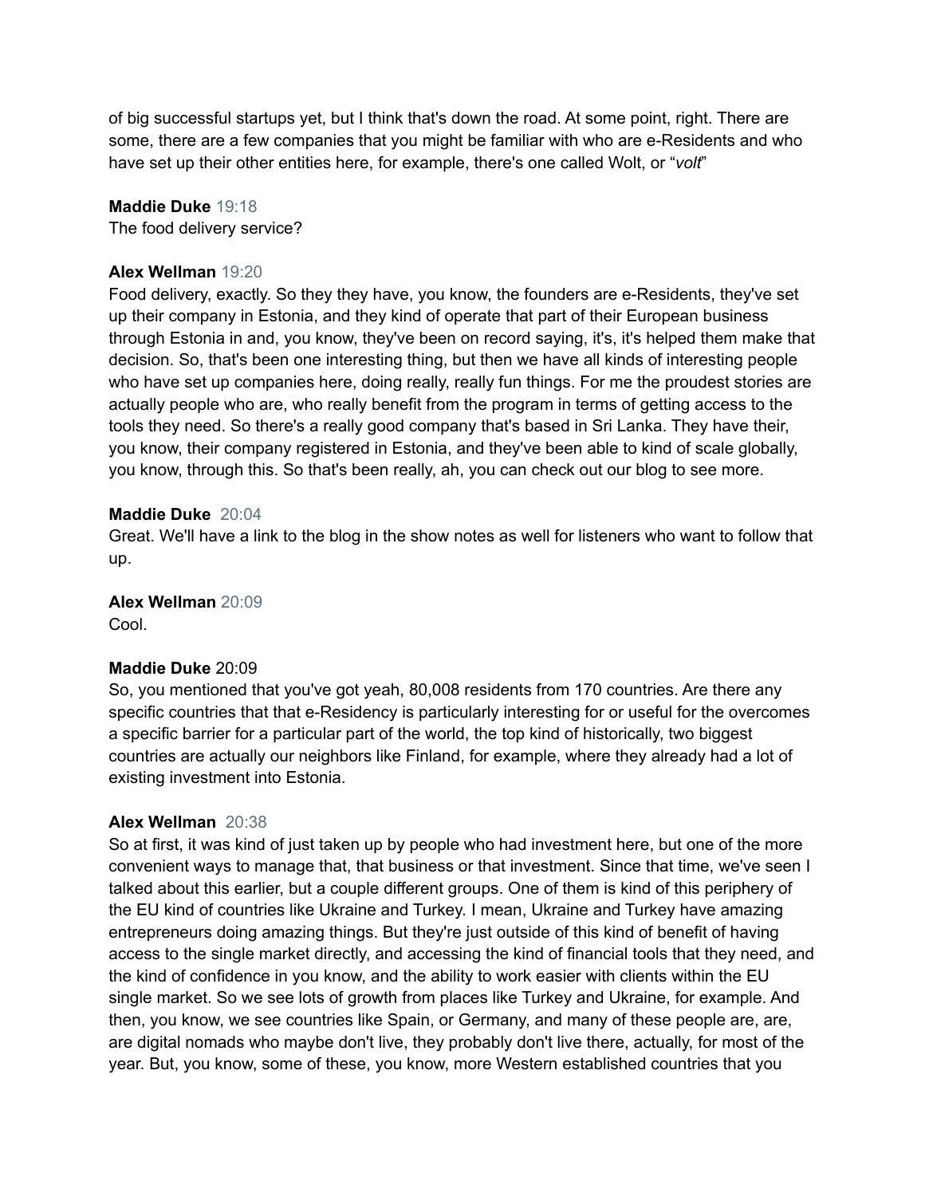of big successful startups yet, but I think that's down the road. At some point, right. There are some, there are a few companies that you might be familiar with who are e-Residents and who have set up their other entities here, for example, there's one called Wolt, or "*volt*"

**Maddie Duke** 19:18
The food delivery service?

**Alex Wellman** 19:20
Food delivery, exactly. So they they have, you know, the founders are e-Residents, they've set up their company in Estonia, and they kind of operate that part of their European business through Estonia in and, you know, they've been on record saying, it's, it's helped them make that decision. So, that's been one interesting thing, but then we have all kinds of interesting people who have set up companies here, doing really, really fun things. For me the proudest stories are actually people who are, who really benefit from the program in terms of getting access to the tools they need. So there's a really good company that's based in Sri Lanka. They have their, you know, their company registered in Estonia, and they've been able to kind of scale globally, you know, through this. So that's been really, ah, you can check out our blog to see more.

**Maddie Duke** 20:04
Great. We'll have a link to the blog in the show notes as well for listeners who want to follow that up.

**Alex Wellman** 20:09
Cool.

**Maddie Duke** 20:09
So, you mentioned that you've got yeah, 80,008 residents from 170 countries. Are there any specific countries that that e-Residency is particularly interesting for or useful for the overcomes a specific barrier for a particular part of the world, the top kind of historically, two biggest countries are actually our neighbors like Finland, for example, where they already had a lot of existing investment into Estonia.

**Alex Wellman** 20:38
So at first, it was kind of just taken up by people who had investment here, but one of the more convenient ways to manage that, that business or that investment. Since that time, we've seen I talked about this earlier, but a couple different groups. One of them is kind of this periphery of the EU kind of countries like Ukraine and Turkey. I mean, Ukraine and Turkey have amazing entrepreneurs doing amazing things. But they're just outside of this kind of benefit of having access to the single market directly, and accessing the kind of financial tools that they need, and the kind of confidence in you know, and the ability to work easier with clients within the EU single market. So we see lots of growth from places like Turkey and Ukraine, for example. And then, you know, we see countries like Spain, or Germany, and many of these people are, are, are digital nomads who maybe don't live, they probably don't live there, actually, for most of the year. But, you know, some of these, you know, more Western established countries that you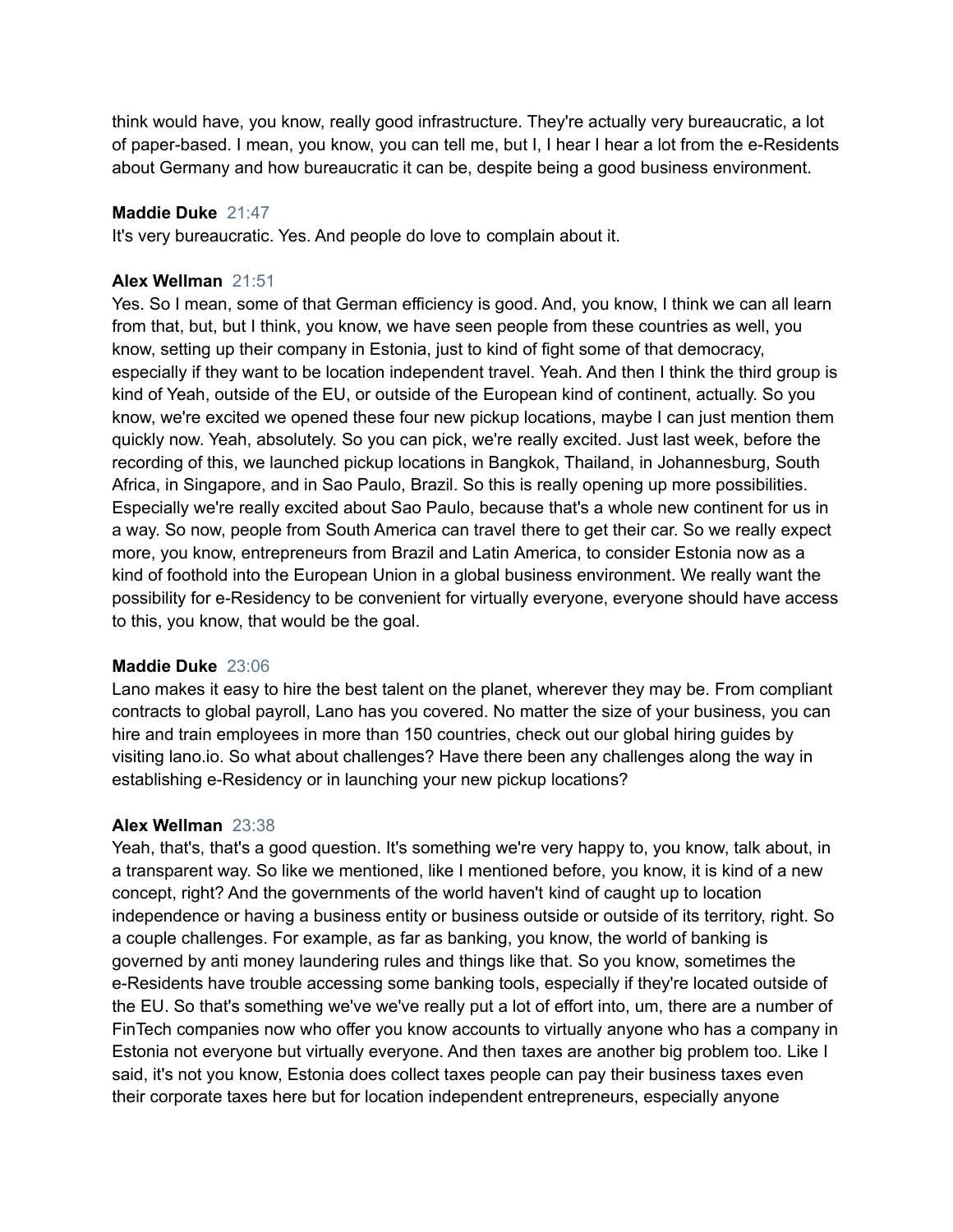think would have, you know, really good infrastructure. They're actually very bureaucratic, a lot of paper-based. I mean, you know, you can tell me, but I, I hear I hear a lot from the e-Residents about Germany and how bureaucratic it can be, despite being a good business environment.

**Maddie Duke** 21:47
It's very bureaucratic. Yes. And people do love to complain about it.

**Alex Wellman** 21:51
Yes. So I mean, some of that German efficiency is good. And, you know, I think we can all learn from that, but, but I think, you know, we have seen people from these countries as well, you know, setting up their company in Estonia, just to kind of fight some of that democracy, especially if they want to be location independent travel. Yeah. And then I think the third group is kind of Yeah, outside of the EU, or outside of the European kind of continent, actually. So you know, we're excited we opened these four new pickup locations, maybe I can just mention them quickly now. Yeah, absolutely. So you can pick, we're really excited. Just last week, before the recording of this, we launched pickup locations in Bangkok, Thailand, in Johannesburg, South Africa, in Singapore, and in Sao Paulo, Brazil. So this is really opening up more possibilities. Especially we're really excited about Sao Paulo, because that's a whole new continent for us in a way. So now, people from South America can travel there to get their car. So we really expect more, you know, entrepreneurs from Brazil and Latin America, to consider Estonia now as a kind of foothold into the European Union in a global business environment. We really want the possibility for e-Residency to be convenient for virtually everyone, everyone should have access to this, you know, that would be the goal.

**Maddie Duke** 23:06
Lano makes it easy to hire the best talent on the planet, wherever they may be. From compliant contracts to global payroll, Lano has you covered. No matter the size of your business, you can hire and train employees in more than 150 countries, check out our global hiring guides by visiting lano.io. So what about challenges? Have there been any challenges along the way in establishing e-Residency or in launching your new pickup locations?

**Alex Wellman** 23:38
Yeah, that's, that's a good question. It's something we're very happy to, you know, talk about, in a transparent way. So like we mentioned, like I mentioned before, you know, it is kind of a new concept, right? And the governments of the world haven't kind of caught up to location independence or having a business entity or business outside or outside of its territory, right. So a couple challenges. For example, as far as banking, you know, the world of banking is governed by anti money laundering rules and things like that. So you know, sometimes the e-Residents have trouble accessing some banking tools, especially if they're located outside of the EU. So that's something we've we've really put a lot of effort into, um, there are a number of FinTech companies now who offer you know accounts to virtually anyone who has a company in Estonia not everyone but virtually everyone. And then taxes are another big problem too. Like I said, it's not you know, Estonia does collect taxes people can pay their business taxes even their corporate taxes here but for location independent entrepreneurs, especially anyone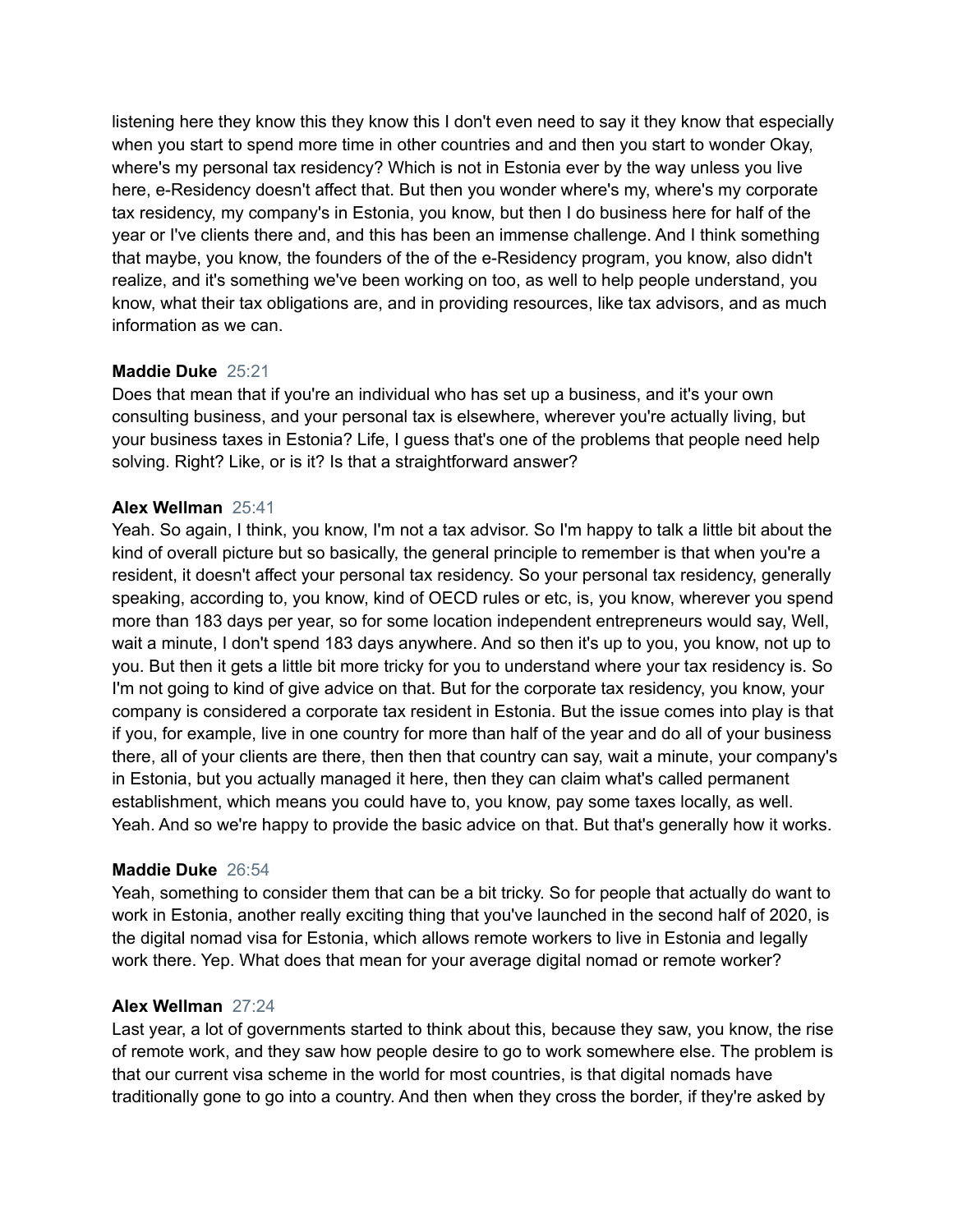listening here they know this they know this I don't even need to say it they know that especially when you start to spend more time in other countries and and then you start to wonder Okay, where's my personal tax residency? Which is not in Estonia ever by the way unless you live here, e-Residency doesn't affect that. But then you wonder where's my, where's my corporate tax residency, my company's in Estonia, you know, but then I do business here for half of the year or I've clients there and, and this has been an immense challenge. And I think something that maybe, you know, the founders of the of the e-Residency program, you know, also didn't realize, and it's something we've been working on too, as well to help people understand, you know, what their tax obligations are, and in providing resources, like tax advisors, and as much information as we can.

**Maddie Duke** 25:21
Does that mean that if you're an individual who has set up a business, and it's your own consulting business, and your personal tax is elsewhere, wherever you're actually living, but your business taxes in Estonia? Life, I guess that's one of the problems that people need help solving. Right? Like, or is it? Is that a straightforward answer?

**Alex Wellman** 25:41
Yeah. So again, I think, you know, I'm not a tax advisor. So I'm happy to talk a little bit about the kind of overall picture but so basically, the general principle to remember is that when you're a resident, it doesn't affect your personal tax residency. So your personal tax residency, generally speaking, according to, you know, kind of OECD rules or etc, is, you know, wherever you spend more than 183 days per year, so for some location independent entrepreneurs would say, Well, wait a minute, I don't spend 183 days anywhere. And so then it's up to you, you know, not up to you. But then it gets a little bit more tricky for you to understand where your tax residency is. So I'm not going to kind of give advice on that. But for the corporate tax residency, you know, your company is considered a corporate tax resident in Estonia. But the issue comes into play is that if you, for example, live in one country for more than half of the year and do all of your business there, all of your clients are there, then then that country can say, wait a minute, your company's in Estonia, but you actually managed it here, then they can claim what's called permanent establishment, which means you could have to, you know, pay some taxes locally, as well. Yeah. And so we're happy to provide the basic advice on that. But that's generally how it works.

**Maddie Duke** 26:54
Yeah, something to consider them that can be a bit tricky. So for people that actually do want to work in Estonia, another really exciting thing that you've launched in the second half of 2020, is the digital nomad visa for Estonia, which allows remote workers to live in Estonia and legally work there. Yep. What does that mean for your average digital nomad or remote worker?

**Alex Wellman** 27:24
Last year, a lot of governments started to think about this, because they saw, you know, the rise of remote work, and they saw how people desire to go to work somewhere else. The problem is that our current visa scheme in the world for most countries, is that digital nomads have traditionally gone to go into a country. And then when they cross the border, if they're asked by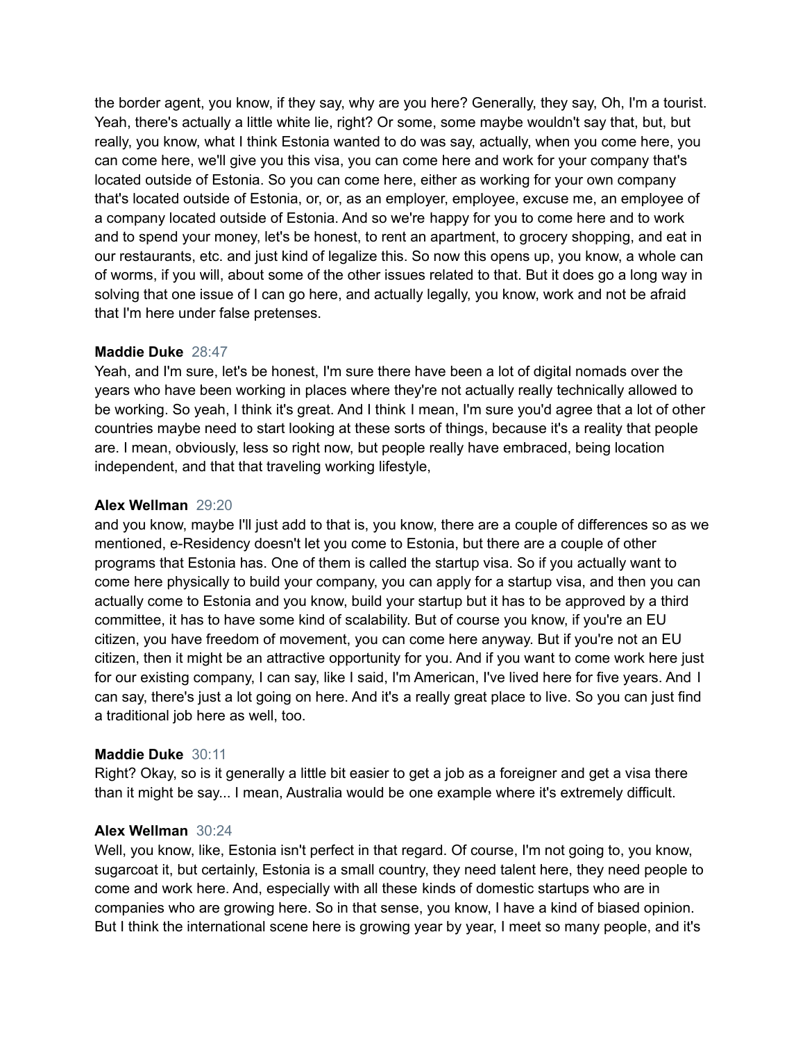the border agent, you know, if they say, why are you here? Generally, they say, Oh, I'm a tourist. Yeah, there's actually a little white lie, right? Or some, some maybe wouldn't say that, but, but really, you know, what I think Estonia wanted to do was say, actually, when you come here, you can come here, we'll give you this visa, you can come here and work for your company that's located outside of Estonia. So you can come here, either as working for your own company that's located outside of Estonia, or, or, as an employer, employee, excuse me, an employee of a company located outside of Estonia. And so we're happy for you to come here and to work and to spend your money, let's be honest, to rent an apartment, to grocery shopping, and eat in our restaurants, etc. and just kind of legalize this. So now this opens up, you know, a whole can of worms, if you will, about some of the other issues related to that. But it does go a long way in solving that one issue of I can go here, and actually legally, you know, work and not be afraid that I'm here under false pretenses.

**Maddie Duke** 28:47
Yeah, and I'm sure, let's be honest, I'm sure there have been a lot of digital nomads over the years who have been working in places where they're not actually really technically allowed to be working. So yeah, I think it's great. And I think I mean, I'm sure you'd agree that a lot of other countries maybe need to start looking at these sorts of things, because it's a reality that people are. I mean, obviously, less so right now, but people really have embraced, being location independent, and that that traveling working lifestyle,

**Alex Wellman** 29:20
and you know, maybe I'll just add to that is, you know, there are a couple of differences so as we mentioned, e-Residency doesn't let you come to Estonia, but there are a couple of other programs that Estonia has. One of them is called the startup visa. So if you actually want to come here physically to build your company, you can apply for a startup visa, and then you can actually come to Estonia and you know, build your startup but it has to be approved by a third committee, it has to have some kind of scalability. But of course you know, if you're an EU citizen, you have freedom of movement, you can come here anyway. But if you're not an EU citizen, then it might be an attractive opportunity for you. And if you want to come work here just for our existing company, I can say, like I said, I'm American, I've lived here for five years. And I can say, there's just a lot going on here. And it's a really great place to live. So you can just find a traditional job here as well, too.

**Maddie Duke** 30:11
Right? Okay, so is it generally a little bit easier to get a job as a foreigner and get a visa there than it might be say... I mean, Australia would be one example where it's extremely difficult.

**Alex Wellman** 30:24
Well, you know, like, Estonia isn't perfect in that regard. Of course, I'm not going to, you know, sugarcoat it, but certainly, Estonia is a small country, they need talent here, they need people to come and work here. And, especially with all these kinds of domestic startups who are in companies who are growing here. So in that sense, you know, I have a kind of biased opinion. But I think the international scene here is growing year by year, I meet so many people, and it's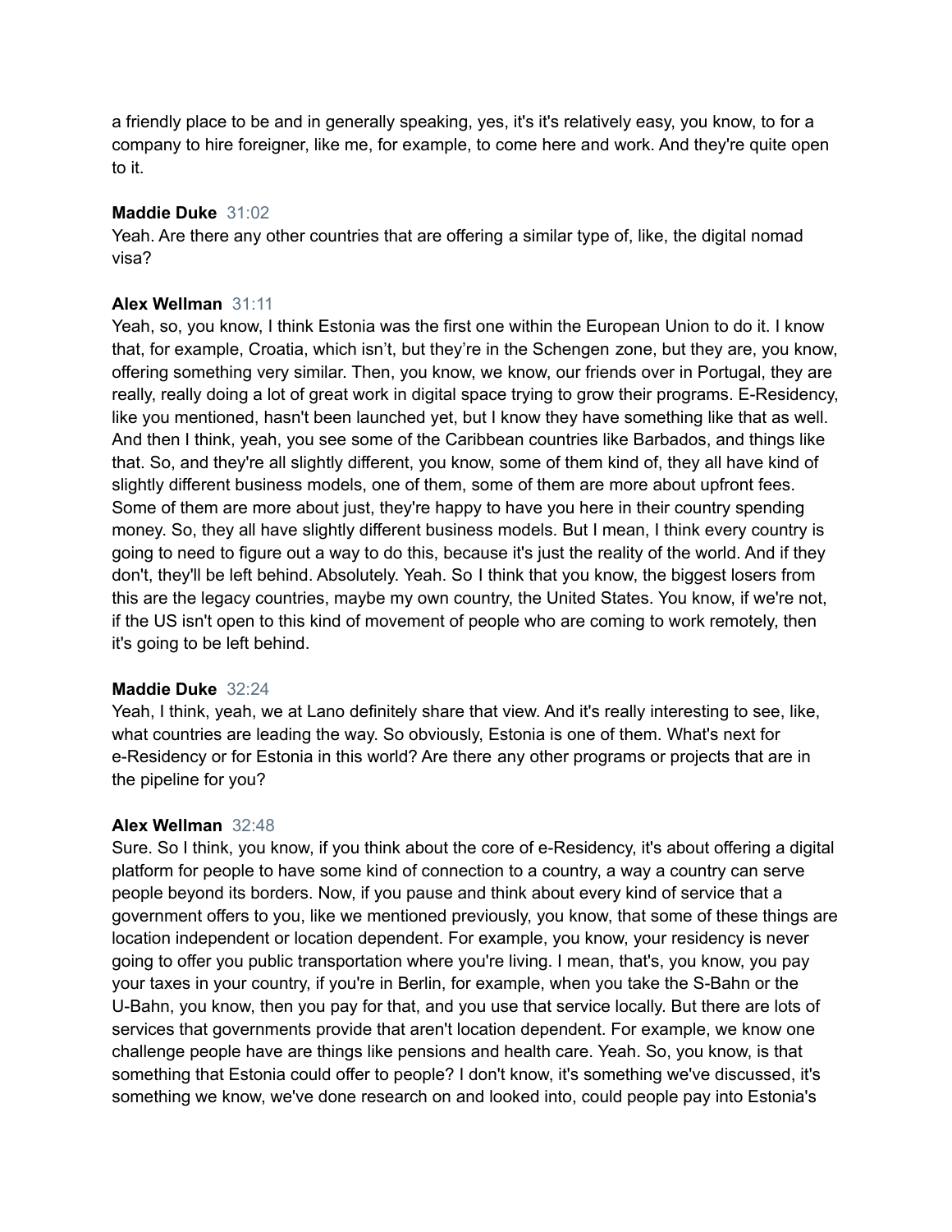a friendly place to be and in generally speaking, yes, it's it's relatively easy, you know, to for a company to hire foreigner, like me, for example, to come here and work. And they're quite open to it.

**Maddie Duke** 31:02
Yeah. Are there any other countries that are offering a similar type of, like, the digital nomad visa?

**Alex Wellman** 31:11
Yeah, so, you know, I think Estonia was the first one within the European Union to do it. I know that, for example, Croatia, which isn't, but they're in the Schengen zone, but they are, you know, offering something very similar. Then, you know, we know, our friends over in Portugal, they are really, really doing a lot of great work in digital space trying to grow their programs. E-Residency, like you mentioned, hasn't been launched yet, but I know they have something like that as well. And then I think, yeah, you see some of the Caribbean countries like Barbados, and things like that. So, and they're all slightly different, you know, some of them kind of, they all have kind of slightly different business models, one of them, some of them are more about upfront fees. Some of them are more about just, they're happy to have you here in their country spending money. So, they all have slightly different business models. But I mean, I think every country is going to need to figure out a way to do this, because it's just the reality of the world. And if they don't, they'll be left behind. Absolutely. Yeah. So I think that you know, the biggest losers from this are the legacy countries, maybe my own country, the United States. You know, if we're not, if the US isn't open to this kind of movement of people who are coming to work remotely, then it's going to be left behind.

**Maddie Duke** 32:24
Yeah, I think, yeah, we at Lano definitely share that view. And it's really interesting to see, like, what countries are leading the way. So obviously, Estonia is one of them. What's next for e-Residency or for Estonia in this world? Are there any other programs or projects that are in the pipeline for you?

**Alex Wellman** 32:48
Sure. So I think, you know, if you think about the core of e-Residency, it's about offering a digital platform for people to have some kind of connection to a country, a way a country can serve people beyond its borders. Now, if you pause and think about every kind of service that a government offers to you, like we mentioned previously, you know, that some of these things are location independent or location dependent. For example, you know, your residency is never going to offer you public transportation where you're living. I mean, that's, you know, you pay your taxes in your country, if you're in Berlin, for example, when you take the S-Bahn or the U-Bahn, you know, then you pay for that, and you use that service locally. But there are lots of services that governments provide that aren't location dependent. For example, we know one challenge people have are things like pensions and health care. Yeah. So, you know, is that something that Estonia could offer to people? I don't know, it's something we've discussed, it's something we know, we've done research on and looked into, could people pay into Estonia's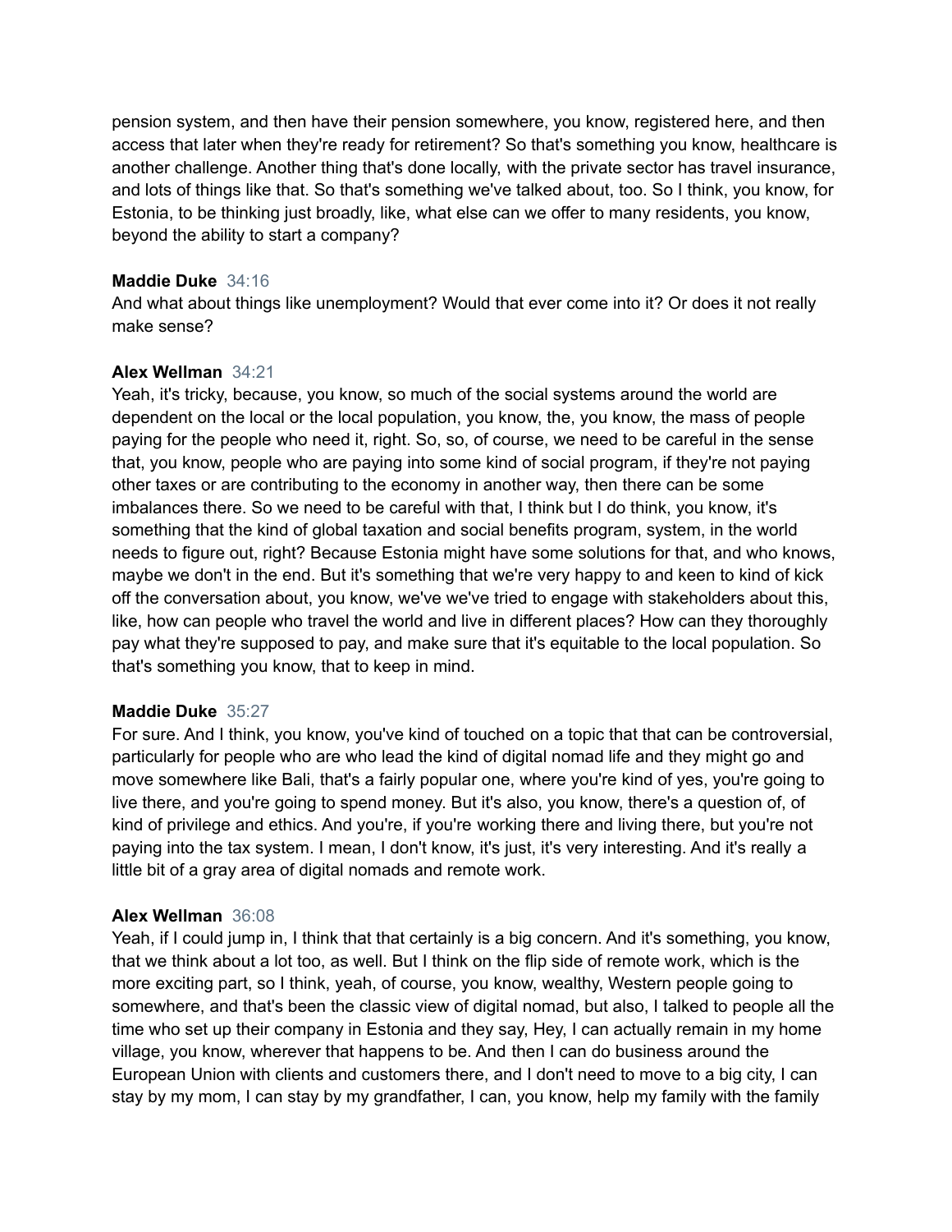pension system, and then have their pension somewhere, you know, registered here, and then access that later when they're ready for retirement? So that's something you know, healthcare is another challenge. Another thing that's done locally, with the private sector has travel insurance, and lots of things like that. So that's something we've talked about, too. So I think, you know, for Estonia, to be thinking just broadly, like, what else can we offer to many residents, you know, beyond the ability to start a company?

**Maddie Duke** 34:16
And what about things like unemployment? Would that ever come into it? Or does it not really make sense?

**Alex Wellman** 34:21
Yeah, it's tricky, because, you know, so much of the social systems around the world are dependent on the local or the local population, you know, the, you know, the mass of people paying for the people who need it, right. So, so, of course, we need to be careful in the sense that, you know, people who are paying into some kind of social program, if they're not paying other taxes or are contributing to the economy in another way, then there can be some imbalances there. So we need to be careful with that, I think but I do think, you know, it's something that the kind of global taxation and social benefits program, system, in the world needs to figure out, right? Because Estonia might have some solutions for that, and who knows, maybe we don't in the end. But it's something that we're very happy to and keen to kind of kick off the conversation about, you know, we've we've tried to engage with stakeholders about this, like, how can people who travel the world and live in different places? How can they thoroughly pay what they're supposed to pay, and make sure that it's equitable to the local population. So that's something you know, that to keep in mind.

**Maddie Duke** 35:27
For sure. And I think, you know, you've kind of touched on a topic that that can be controversial, particularly for people who are who lead the kind of digital nomad life and they might go and move somewhere like Bali, that's a fairly popular one, where you're kind of yes, you're going to live there, and you're going to spend money. But it's also, you know, there's a question of, of kind of privilege and ethics. And you're, if you're working there and living there, but you're not paying into the tax system. I mean, I don't know, it's just, it's very interesting. And it's really a little bit of a gray area of digital nomads and remote work.

**Alex Wellman** 36:08
Yeah, if I could jump in, I think that that certainly is a big concern. And it's something, you know, that we think about a lot too, as well. But I think on the flip side of remote work, which is the more exciting part, so I think, yeah, of course, you know, wealthy, Western people going to somewhere, and that's been the classic view of digital nomad, but also, I talked to people all the time who set up their company in Estonia and they say, Hey, I can actually remain in my home village, you know, wherever that happens to be. And then I can do business around the European Union with clients and customers there, and I don't need to move to a big city, I can stay by my mom, I can stay by my grandfather, I can, you know, help my family with the family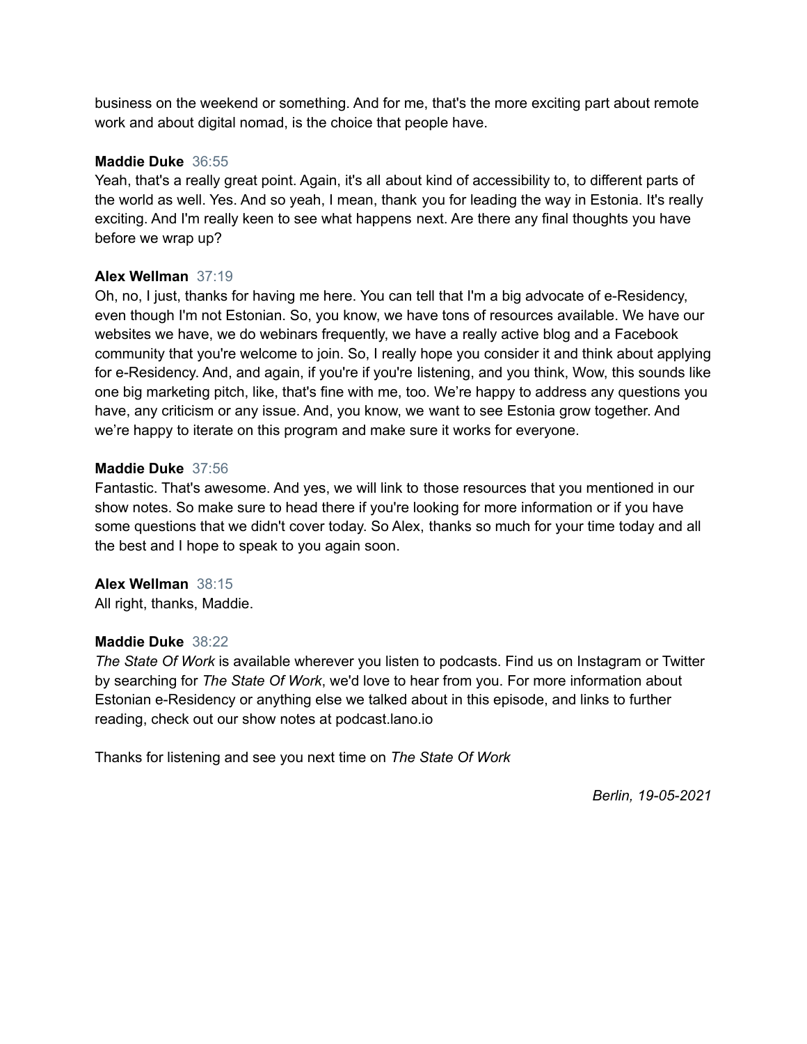business on the weekend or something. And for me, that's the more exciting part about remote work and about digital nomad, is the choice that people have.

**Maddie Duke** 36:55
Yeah, that's a really great point. Again, it's all about kind of accessibility to, to different parts of the world as well. Yes. And so yeah, I mean, thank you for leading the way in Estonia. It's really exciting. And I'm really keen to see what happens next. Are there any final thoughts you have before we wrap up?

**Alex Wellman** 37:19
Oh, no, I just, thanks for having me here. You can tell that I'm a big advocate of e-Residency, even though I'm not Estonian. So, you know, we have tons of resources available. We have our websites we have, we do webinars frequently, we have a really active blog and a Facebook community that you're welcome to join. So, I really hope you consider it and think about applying for e-Residency. And, and again, if you're if you're listening, and you think, Wow, this sounds like one big marketing pitch, like, that's fine with me, too. We're happy to address any questions you have, any criticism or any issue. And, you know, we want to see Estonia grow together. And we're happy to iterate on this program and make sure it works for everyone.

**Maddie Duke** 37:56
Fantastic. That's awesome. And yes, we will link to those resources that you mentioned in our show notes. So make sure to head there if you're looking for more information or if you have some questions that we didn't cover today. So Alex, thanks so much for your time today and all the best and I hope to speak to you again soon.

**Alex Wellman** 38:15
All right, thanks, Maddie.

**Maddie Duke** 38:22
*The State Of Work* is available wherever you listen to podcasts. Find us on Instagram or Twitter by searching for *The State Of Work*, we'd love to hear from you. For more information about Estonian e-Residency or anything else we talked about in this episode, and links to further reading, check out our show notes at podcast.lano.io

Thanks for listening and see you next time on *The State Of Work*

*Berlin, 19-05-2021*